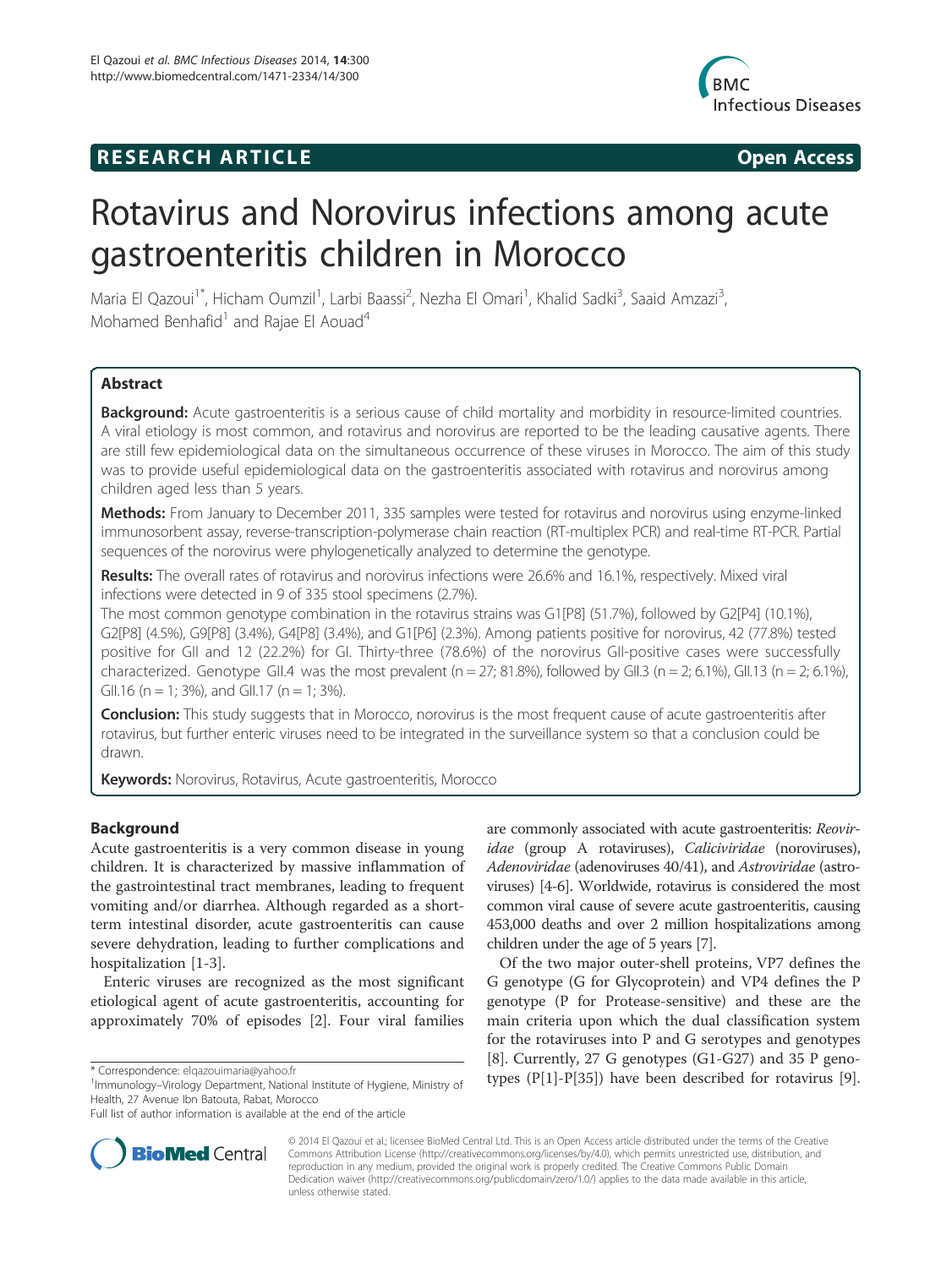**RESEARCH ARTICLE** **Open Access**

# Rotavirus and Norovirus infections among acute gastroenteritis children in Morocco

Maria El Qazoui[1*], Hicham Oumzil[1], Larbi Baassi[2], Nezha El Omari[1], Khalid Sadki[3], Saaid Amzazi[3], Mohamed Benhafid[1] and Rajae El Aouad[4]

## Abstract

**Background:** Acute gastroenteritis is a serious cause of child mortality and morbidity in resource-limited countries. A viral etiology is most common, and rotavirus and norovirus are reported to be the leading causative agents. There are still few epidemiological data on the simultaneous occurrence of these viruses in Morocco. The aim of this study was to provide useful epidemiological data on the gastroenteritis associated with rotavirus and norovirus among children aged less than 5 years.

**Methods:** From January to December 2011, 335 samples were tested for rotavirus and norovirus using enzyme-linked immunosorbent assay, reverse-transcription-polymerase chain reaction (RT-multiplex PCR) and real-time RT-PCR. Partial sequences of the norovirus were phylogenetically analyzed to determine the genotype.

**Results:** The overall rates of rotavirus and norovirus infections were 26.6% and 16.1%, respectively. Mixed viral infections were detected in 9 of 335 stool specimens (2.7%).

The most common genotype combination in the rotavirus strains was G1[P8] (51.7%), followed by G2[P4] (10.1%), G2[P8] (4.5%), G9[P8] (3.4%), G4[P8] (3.4%), and G1[P6] (2.3%). Among patients positive for norovirus, 42 (77.8%) tested positive for GII and 12 (22.2%) for GI. Thirty-three (78.6%) of the norovirus GII-positive cases were successfully characterized. Genotype GII.4 was the most prevalent (n = 27; 81.8%), followed by GII.3 (n = 2; 6.1%), GII.13 (n = 2; 6.1%), GII.16 (n = 1; 3%), and GII.17 (n = 1; 3%).

**Conclusion:** This study suggests that in Morocco, norovirus is the most frequent cause of acute gastroenteritis after rotavirus, but further enteric viruses need to be integrated in the surveillance system so that a conclusion could be drawn.

**Keywords:** Norovirus, Rotavirus, Acute gastroenteritis, Morocco

## Background

Acute gastroenteritis is a very common disease in young children. It is characterized by massive inflammation of the gastrointestinal tract membranes, leading to frequent vomiting and/or diarrhea. Although regarded as a short-term intestinal disorder, acute gastroenteritis can cause severe dehydration, leading to further complications and hospitalization [1-3].

Enteric viruses are recognized as the most significant etiological agent of acute gastroenteritis, accounting for approximately 70% of episodes [2]. Four viral families are commonly associated with acute gastroenteritis: *Reoviridae* (group A rotaviruses), *Caliciviridae* (noroviruses), *Adenoviridae* (adenoviruses 40/41), and *Astroviridae* (astroviruses) [4-6]. Worldwide, rotavirus is considered the most common viral cause of severe acute gastroenteritis, causing 453,000 deaths and over 2 million hospitalizations among children under the age of 5 years [7].

Of the two major outer-shell proteins, VP7 defines the G genotype (G for Glycoprotein) and VP4 defines the P genotype (P for Protease-sensitive) and these are the main criteria upon which the dual classification system for the rotaviruses into P and G serotypes and genotypes [8]. Currently, 27 G genotypes (G1-G27) and 35 P genotypes (P[1]-P[35]) have been described for rotavirus [9].

\* Correspondence: elqazouimaria@yahoo.fr
[1]Immunology–Virology Department, National Institute of Hygiene, Ministry of Health, 27 Avenue Ibn Batouta, Rabat, Morocco
Full list of author information is available at the end of the article

© 2014 El Qazoui et al.; licensee BioMed Central Ltd. This is an Open Access article distributed under the terms of the Creative Commons Attribution License (http://creativecommons.org/licenses/by/4.0), which permits unrestricted use, distribution, and reproduction in any medium, provided the original work is properly credited. The Creative Commons Public Domain Dedication waiver (http://creativecommons.org/publicdomain/zero/1.0/) applies to the data made available in this article, unless otherwise stated.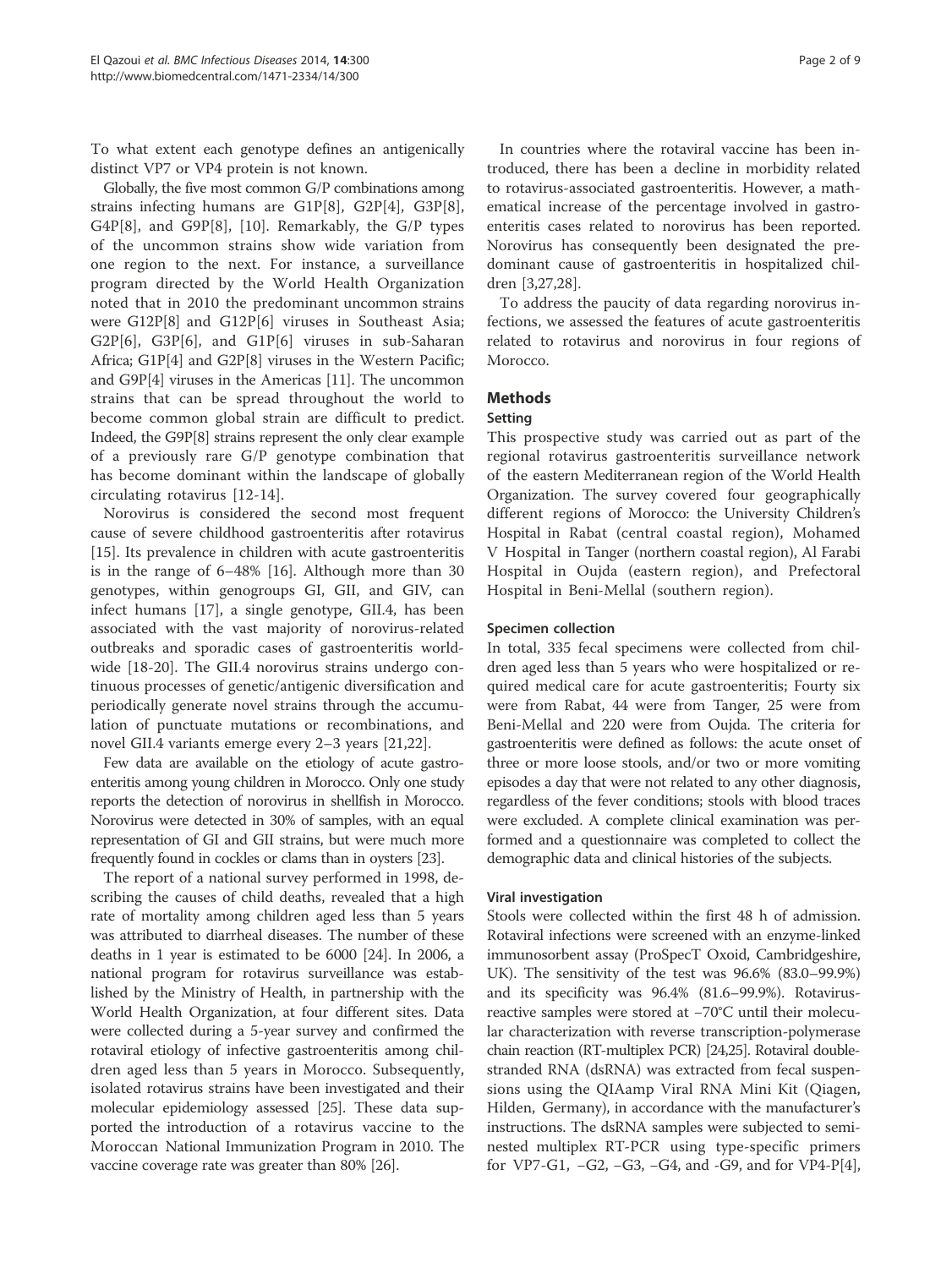To what extent each genotype defines an antigenically distinct VP7 or VP4 protein is not known.

Globally, the five most common G/P combinations among strains infecting humans are G1P[8], G2P[4], G3P[8], G4P[8], and G9P[8], [10]. Remarkably, the G/P types of the uncommon strains show wide variation from one region to the next. For instance, a surveillance program directed by the World Health Organization noted that in 2010 the predominant uncommon strains were G12P[8] and G12P[6] viruses in Southeast Asia; G2P[6], G3P[6], and G1P[6] viruses in sub-Saharan Africa; G1P[4] and G2P[8] viruses in the Western Pacific; and G9P[4] viruses in the Americas [11]. The uncommon strains that can be spread throughout the world to become common global strain are difficult to predict. Indeed, the G9P[8] strains represent the only clear example of a previously rare G/P genotype combination that has become dominant within the landscape of globally circulating rotavirus [12-14].

Norovirus is considered the second most frequent cause of severe childhood gastroenteritis after rotavirus [15]. Its prevalence in children with acute gastroenteritis is in the range of 6–48% [16]. Although more than 30 genotypes, within genogroups GI, GII, and GIV, can infect humans [17], a single genotype, GII.4, has been associated with the vast majority of norovirus-related outbreaks and sporadic cases of gastroenteritis worldwide [18-20]. The GII.4 norovirus strains undergo continuous processes of genetic/antigenic diversification and periodically generate novel strains through the accumulation of punctuate mutations or recombinations, and novel GII.4 variants emerge every 2–3 years [21,22].

Few data are available on the etiology of acute gastroenteritis among young children in Morocco. Only one study reports the detection of norovirus in shellfish in Morocco. Norovirus were detected in 30% of samples, with an equal representation of GI and GII strains, but were much more frequently found in cockles or clams than in oysters [23].

The report of a national survey performed in 1998, describing the causes of child deaths, revealed that a high rate of mortality among children aged less than 5 years was attributed to diarrheal diseases. The number of these deaths in 1 year is estimated to be 6000 [24]. In 2006, a national program for rotavirus surveillance was established by the Ministry of Health, in partnership with the World Health Organization, at four different sites. Data were collected during a 5-year survey and confirmed the rotaviral etiology of infective gastroenteritis among children aged less than 5 years in Morocco. Subsequently, isolated rotavirus strains have been investigated and their molecular epidemiology assessed [25]. These data supported the introduction of a rotavirus vaccine to the Moroccan National Immunization Program in 2010. The vaccine coverage rate was greater than 80% [26].

In countries where the rotaviral vaccine has been introduced, there has been a decline in morbidity related to rotavirus-associated gastroenteritis. However, a mathematical increase of the percentage involved in gastroenteritis cases related to norovirus has been reported. Norovirus has consequently been designated the predominant cause of gastroenteritis in hospitalized children [3,27,28].

To address the paucity of data regarding norovirus infections, we assessed the features of acute gastroenteritis related to rotavirus and norovirus in four regions of Morocco.

## Methods

### Setting

This prospective study was carried out as part of the regional rotavirus gastroenteritis surveillance network of the eastern Mediterranean region of the World Health Organization. The survey covered four geographically different regions of Morocco: the University Children's Hospital in Rabat (central coastal region), Mohamed V Hospital in Tanger (northern coastal region), Al Farabi Hospital in Oujda (eastern region), and Prefectoral Hospital in Beni-Mellal (southern region).

### Specimen collection

In total, 335 fecal specimens were collected from children aged less than 5 years who were hospitalized or required medical care for acute gastroenteritis; Fourty six were from Rabat, 44 were from Tanger, 25 were from Beni-Mellal and 220 were from Oujda. The criteria for gastroenteritis were defined as follows: the acute onset of three or more loose stools, and/or two or more vomiting episodes a day that were not related to any other diagnosis, regardless of the fever conditions; stools with blood traces were excluded. A complete clinical examination was performed and a questionnaire was completed to collect the demographic data and clinical histories of the subjects.

### Viral investigation

Stools were collected within the first 48 h of admission. Rotaviral infections were screened with an enzyme-linked immunosorbent assay (ProSpecT Oxoid, Cambridgeshire, UK). The sensitivity of the test was 96.6% (83.0–99.9%) and its specificity was 96.4% (81.6–99.9%). Rotavirus-reactive samples were stored at −70°C until their molecular characterization with reverse transcription-polymerase chain reaction (RT-multiplex PCR) [24,25]. Rotaviral double-stranded RNA (dsRNA) was extracted from fecal suspensions using the QIAamp Viral RNA Mini Kit (Qiagen, Hilden, Germany), in accordance with the manufacturer's instructions. The dsRNA samples were subjected to semi-nested multiplex RT-PCR using type-specific primers for VP7-G1, −G2, −G3, −G4, and -G9, and for VP4-P[4],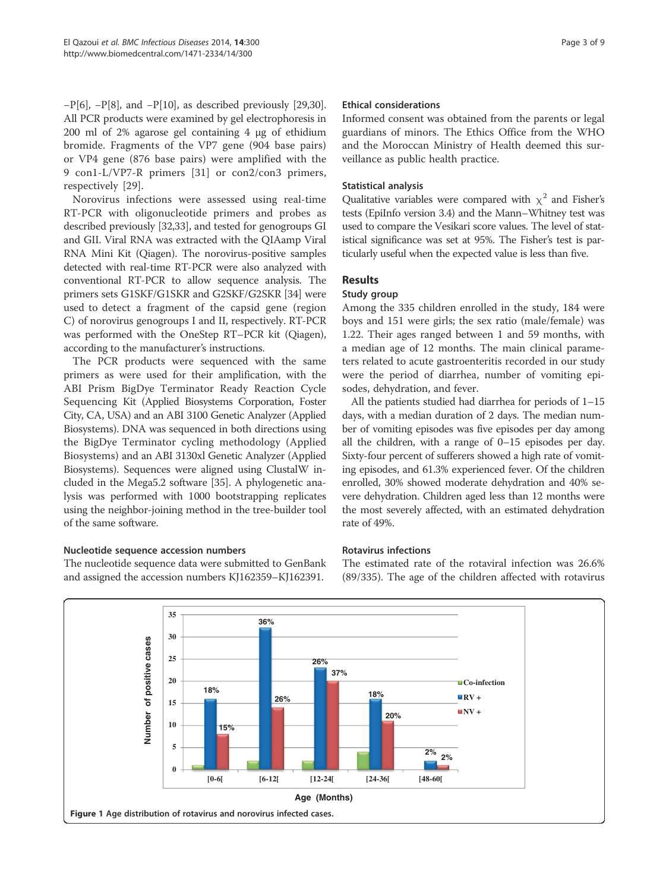–P[6], –P[8], and –P[10], as described previously [29,30]. All PCR products were examined by gel electrophoresis in 200 ml of 2% agarose gel containing 4 μg of ethidium bromide. Fragments of the VP7 gene (904 base pairs) or VP4 gene (876 base pairs) were amplified with the 9 con1-L/VP7-R primers [31] or con2/con3 primers, respectively [29].

Norovirus infections were assessed using real-time RT-PCR with oligonucleotide primers and probes as described previously [32,33], and tested for genogroups GI and GII. Viral RNA was extracted with the QIAamp Viral RNA Mini Kit (Qiagen). The norovirus-positive samples detected with real-time RT-PCR were also analyzed with conventional RT-PCR to allow sequence analysis. The primers sets G1SKF/G1SKR and G2SKF/G2SKR [34] were used to detect a fragment of the capsid gene (region C) of norovirus genogroups I and II, respectively. RT-PCR was performed with the OneStep RT–PCR kit (Qiagen), according to the manufacturer's instructions.

The PCR products were sequenced with the same primers as were used for their amplification, with the ABI Prism BigDye Terminator Ready Reaction Cycle Sequencing Kit (Applied Biosystems Corporation, Foster City, CA, USA) and an ABI 3100 Genetic Analyzer (Applied Biosystems). DNA was sequenced in both directions using the BigDye Terminator cycling methodology (Applied Biosystems) and an ABI 3130xl Genetic Analyzer (Applied Biosystems). Sequences were aligned using ClustalW included in the Mega5.2 software [35]. A phylogenetic analysis was performed with 1000 bootstrapping replicates using the neighbor-joining method in the tree-builder tool of the same software.

### Nucleotide sequence accession numbers

The nucleotide sequence data were submitted to GenBank and assigned the accession numbers KJ162359–KJ162391.

### Ethical considerations

Informed consent was obtained from the parents or legal guardians of minors. The Ethics Office from the WHO and the Moroccan Ministry of Health deemed this surveillance as public health practice.

### Statistical analysis

Qualitative variables were compared with $\chi^2$ and Fisher's tests (EpiInfo version 3.4) and the Mann–Whitney test was used to compare the Vesikari score values. The level of statistical significance was set at 95%. The Fisher's test is particularly useful when the expected value is less than five.

## Results

### Study group

Among the 335 children enrolled in the study, 184 were boys and 151 were girls; the sex ratio (male/female) was 1.22. Their ages ranged between 1 and 59 months, with a median age of 12 months. The main clinical parameters related to acute gastroenteritis recorded in our study were the period of diarrhea, number of vomiting episodes, dehydration, and fever.

All the patients studied had diarrhea for periods of 1–15 days, with a median duration of 2 days. The median number of vomiting episodes was five episodes per day among all the children, with a range of 0–15 episodes per day. Sixty-four percent of sufferers showed a high rate of vomiting episodes, and 61.3% experienced fever. Of the children enrolled, 30% showed moderate dehydration and 40% severe dehydration. Children aged less than 12 months were the most severely affected, with an estimated dehydration rate of 49%.

### Rotavirus infections

The estimated rate of the rotaviral infection was 26.6% (89/335). The age of the children affected with rotavirus

Figure 1 Age distribution of rotavirus and norovirus infected cases.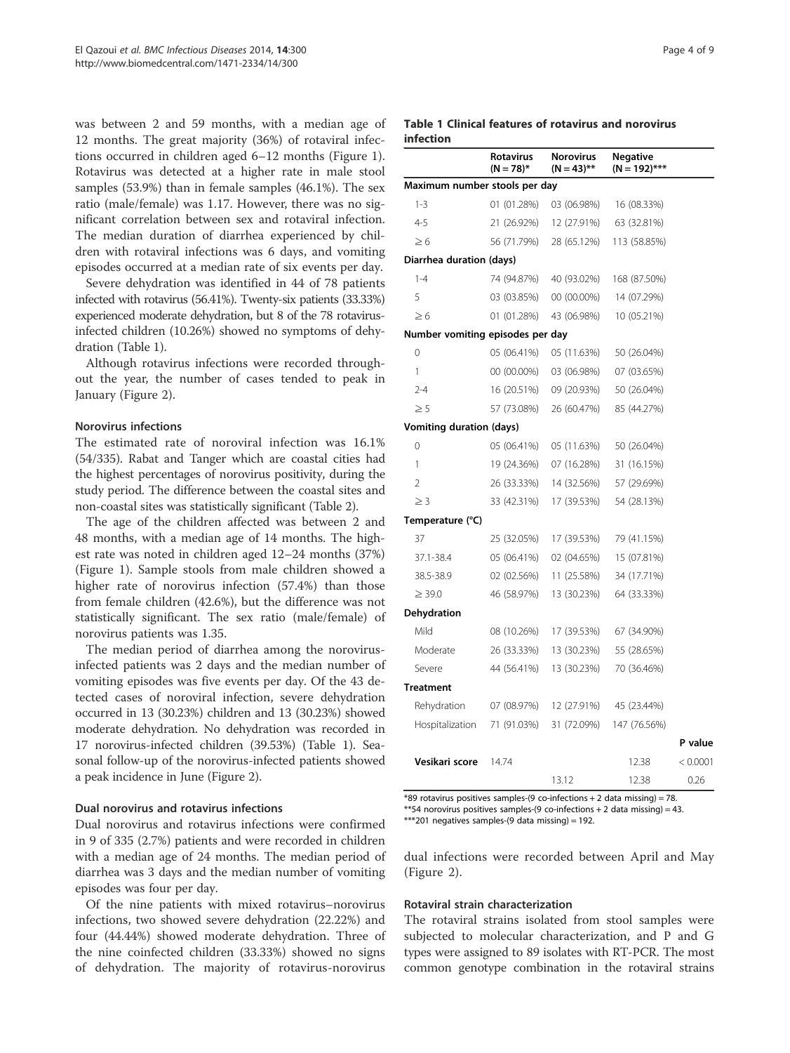was between 2 and 59 months, with a median age of 12 months. The great majority (36%) of rotaviral infections occurred in children aged 6–12 months (Figure 1). Rotavirus was detected at a higher rate in male stool samples (53.9%) than in female samples (46.1%). The sex ratio (male/female) was 1.17. However, there was no significant correlation between sex and rotaviral infection. The median duration of diarrhea experienced by children with rotaviral infections was 6 days, and vomiting episodes occurred at a median rate of six events per day.

Severe dehydration was identified in 44 of 78 patients infected with rotavirus (56.41%). Twenty-six patients (33.33%) experienced moderate dehydration, but 8 of the 78 rotavirus-infected children (10.26%) showed no symptoms of dehydration (Table 1).

Although rotavirus infections were recorded throughout the year, the number of cases tended to peak in January (Figure 2).

### Norovirus infections

The estimated rate of noroviral infection was 16.1% (54/335). Rabat and Tanger which are coastal cities had the highest percentages of norovirus positivity, during the study period. The difference between the coastal sites and non-coastal sites was statistically significant (Table 2).

The age of the children affected was between 2 and 48 months, with a median age of 14 months. The highest rate was noted in children aged 12–24 months (37%) (Figure 1). Sample stools from male children showed a higher rate of norovirus infection (57.4%) than those from female children (42.6%), but the difference was not statistically significant. The sex ratio (male/female) of norovirus patients was 1.35.

The median period of diarrhea among the norovirus-infected patients was 2 days and the median number of vomiting episodes was five events per day. Of the 43 detected cases of noroviral infection, severe dehydration occurred in 13 (30.23%) children and 13 (30.23%) showed moderate dehydration. No dehydration was recorded in 17 norovirus-infected children (39.53%) (Table 1). Seasonal follow-up of the norovirus-infected patients showed a peak incidence in June (Figure 2).

### Dual norovirus and rotavirus infections

Dual norovirus and rotavirus infections were confirmed in 9 of 335 (2.7%) patients and were recorded in children with a median age of 24 months. The median period of diarrhea was 3 days and the median number of vomiting episodes was four per day.

Of the nine patients with mixed rotavirus–norovirus infections, two showed severe dehydration (22.22%) and four (44.44%) showed moderate dehydration. Three of the nine coinfected children (33.33%) showed no signs of dehydration. The majority of rotavirus-norovirus dual infections were recorded between April and May (Figure 2).

**Table 1 Clinical features of rotavirus and norovirus infection**

| | Rotavirus (N = 78)* | Norovirus (N = 43)** | Negative (N = 192)*** | |
|---|---|---|---|---|
| **Maximum number stools per day** | | | | |
| 1-3 | 01 (01.28%) | 03 (06.98%) | 16 (08.33%) | |
| 4-5 | 21 (26.92%) | 12 (27.91%) | 63 (32.81%) | |
| ≥ 6 | 56 (71.79%) | 28 (65.12%) | 113 (58.85%) | |
| **Diarrhea duration (days)** | | | | |
| 1-4 | 74 (94.87%) | 40 (93.02%) | 168 (87.50%) | |
| 5 | 03 (03.85%) | 00 (00.00%) | 14 (07.29%) | |
| ≥ 6 | 01 (01.28%) | 43 (06.98%) | 10 (05.21%) | |
| **Number vomiting episodes per day** | | | | |
| 0 | 05 (06.41%) | 05 (11.63%) | 50 (26.04%) | |
| 1 | 00 (00.00%) | 03 (06.98%) | 07 (03.65%) | |
| 2-4 | 16 (20.51%) | 09 (20.93%) | 50 (26.04%) | |
| ≥ 5 | 57 (73.08%) | 26 (60.47%) | 85 (44.27%) | |
| **Vomiting duration (days)** | | | | |
| 0 | 05 (06.41%) | 05 (11.63%) | 50 (26.04%) | |
| 1 | 19 (24.36%) | 07 (16.28%) | 31 (16.15%) | |
| 2 | 26 (33.33%) | 14 (32.56%) | 57 (29.69%) | |
| ≥ 3 | 33 (42.31%) | 17 (39.53%) | 54 (28.13%) | |
| **Temperature (°C)** | | | | |
| 37 | 25 (32.05%) | 17 (39.53%) | 79 (41.15%) | |
| 37.1-38.4 | 05 (06.41%) | 02 (04.65%) | 15 (07.81%) | |
| 38.5-38.9 | 02 (02.56%) | 11 (25.58%) | 34 (17.71%) | |
| ≥ 39.0 | 46 (58.97%) | 13 (30.23%) | 64 (33.33%) | |
| **Dehydration** | | | | |
| Mild | 08 (10.26%) | 17 (39.53%) | 67 (34.90%) | |
| Moderate | 26 (33.33%) | 13 (30.23%) | 55 (28.65%) | |
| Severe | 44 (56.41%) | 13 (30.23%) | 70 (36.46%) | |
| **Treatment** | | | | |
| Rehydration | 07 (08.97%) | 12 (27.91%) | 45 (23.44%) | |
| Hospitalization | 71 (91.03%) | 31 (72.09%) | 147 (76.56%) | |
| | | | | **P value** |
| **Vesikari score** | 14.74 | | 12.38 | < 0.0001 |
| | | 13.12 | 12.38 | 0.26 |

*89 rotavirus positives samples-(9 co-infections + 2 data missing) = 78.
**54 norovirus positives samples-(9 co-infections + 2 data missing) = 43.
***201 negatives samples-(9 data missing) = 192.

### Rotaviral strain characterization

The rotaviral strains isolated from stool samples were subjected to molecular characterization, and P and G types were assigned to 89 isolates with RT-PCR. The most common genotype combination in the rotaviral strains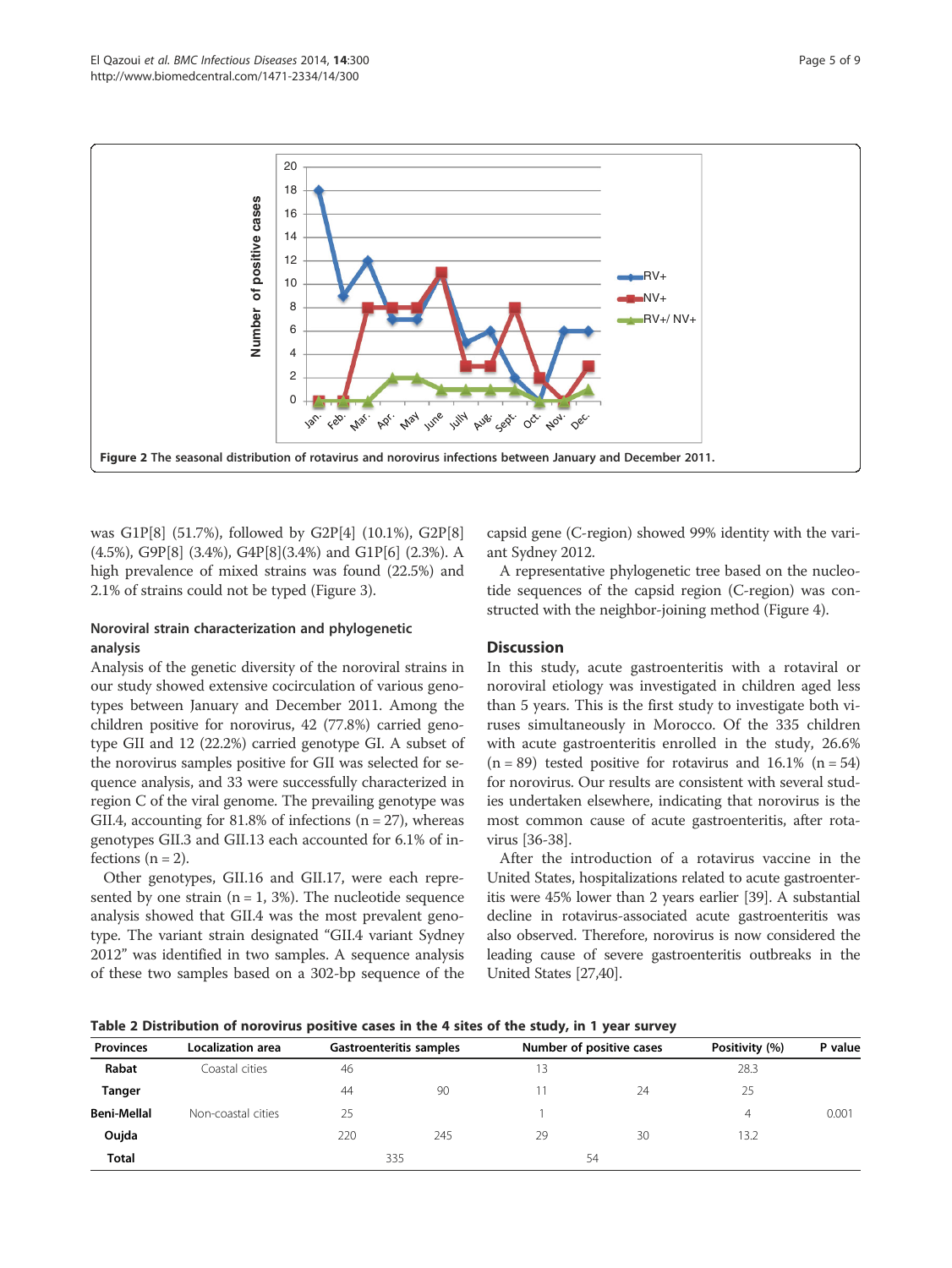Figure 2 The seasonal distribution of rotavirus and norovirus infections between January and December 2011.

was G1P[8] (51.7%), followed by G2P[4] (10.1%), G2P[8] (4.5%), G9P[8] (3.4%), G4P[8](3.4%) and G1P[6] (2.3%). A high prevalence of mixed strains was found (22.5%) and 2.1% of strains could not be typed (Figure 3).

### Noroviral strain characterization and phylogenetic analysis

Analysis of the genetic diversity of the noroviral strains in our study showed extensive cocirculation of various genotypes between January and December 2011. Among the children positive for norovirus, 42 (77.8%) carried genotype GII and 12 (22.2%) carried genotype GI. A subset of the norovirus samples positive for GII was selected for sequence analysis, and 33 were successfully characterized in region C of the viral genome. The prevailing genotype was GII.4, accounting for 81.8% of infections (n = 27), whereas genotypes GII.3 and GII.13 each accounted for 6.1% of infections (n = 2).

Other genotypes, GII.16 and GII.17, were each represented by one strain (n = 1, 3%). The nucleotide sequence analysis showed that GII.4 was the most prevalent genotype. The variant strain designated "GII.4 variant Sydney 2012" was identified in two samples. A sequence analysis of these two samples based on a 302-bp sequence of the capsid gene (C-region) showed 99% identity with the variant Sydney 2012.

A representative phylogenetic tree based on the nucleotide sequences of the capsid region (C-region) was constructed with the neighbor-joining method (Figure 4).

## Discussion

In this study, acute gastroenteritis with a rotaviral or noroviral etiology was investigated in children aged less than 5 years. This is the first study to investigate both viruses simultaneously in Morocco. Of the 335 children with acute gastroenteritis enrolled in the study, 26.6% (n = 89) tested positive for rotavirus and 16.1% (n = 54) for norovirus. Our results are consistent with several studies undertaken elsewhere, indicating that norovirus is the most common cause of acute gastroenteritis, after rotavirus [36-38].

After the introduction of a rotavirus vaccine in the United States, hospitalizations related to acute gastroenteritis were 45% lower than 2 years earlier [39]. A substantial decline in rotavirus-associated acute gastroenteritis was also observed. Therefore, norovirus is now considered the leading cause of severe gastroenteritis outbreaks in the United States [27,40].

**Table 2 Distribution of norovirus positive cases in the 4 sites of the study, in 1 year survey**

| Provinces | Localization area | Gastroenteritis samples | | Number of positive cases | | Positivity (%) | P value |
|---|---|---|---|---|---|---|---|
| **Rabat** | Coastal cities | 46 | | 13 | | 28.3 | |
| **Tanger** | | 44 | 90 | 11 | 24 | 25 | |
| **Beni-Mellal** | Non-coastal cities | 25 | | 1 | | 4 | 0.001 |
| **Oujda** | | 220 | 245 | 29 | 30 | 13.2 | |
| **Total** | | 335 | | 54 | | | |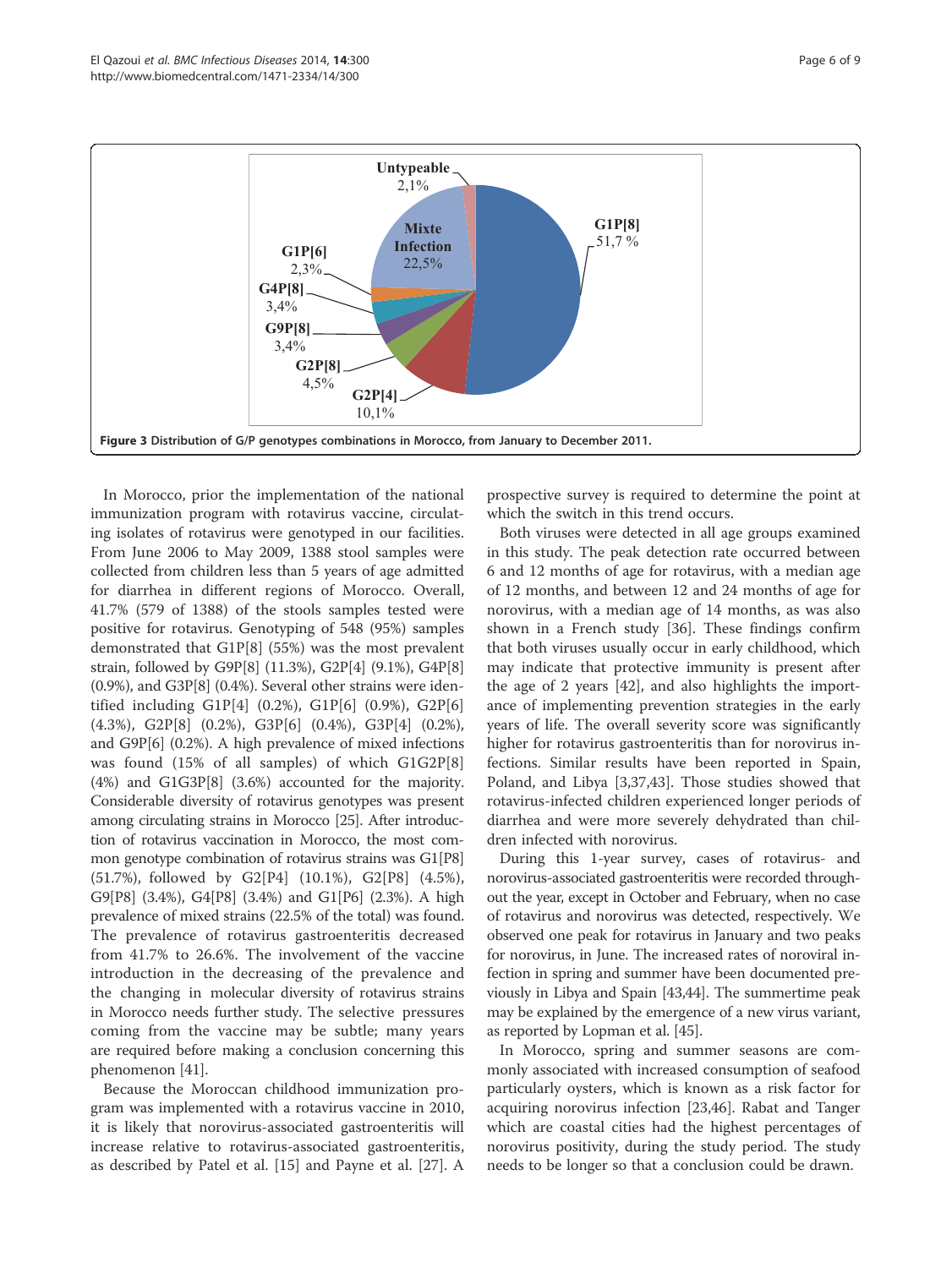**Figure 3 Distribution of G/P genotypes combinations in Morocco, from January to December 2011.**

In Morocco, prior the implementation of the national immunization program with rotavirus vaccine, circulating isolates of rotavirus were genotyped in our facilities. From June 2006 to May 2009, 1388 stool samples were collected from children less than 5 years of age admitted for diarrhea in different regions of Morocco. Overall, 41.7% (579 of 1388) of the stools samples tested were positive for rotavirus. Genotyping of 548 (95%) samples demonstrated that G1P[8] (55%) was the most prevalent strain, followed by G9P[8] (11.3%), G2P[4] (9.1%), G4P[8] (0.9%), and G3P[8] (0.4%). Several other strains were identified including G1P[4] (0.2%), G1P[6] (0.9%), G2P[6] (4.3%), G2P[8] (0.2%), G3P[6] (0.4%), G3P[4] (0.2%), and G9P[6] (0.2%). A high prevalence of mixed infections was found (15% of all samples) of which G1G2P[8] (4%) and G1G3P[8] (3.6%) accounted for the majority. Considerable diversity of rotavirus genotypes was present among circulating strains in Morocco [25]. After introduction of rotavirus vaccination in Morocco, the most common genotype combination of rotavirus strains was G1[P8] (51.7%), followed by G2[P4] (10.1%), G2[P8] (4.5%), G9[P8] (3.4%), G4[P8] (3.4%) and G1[P6] (2.3%). A high prevalence of mixed strains (22.5% of the total) was found. The prevalence of rotavirus gastroenteritis decreased from 41.7% to 26.6%. The involvement of the vaccine introduction in the decreasing of the prevalence and the changing in molecular diversity of rotavirus strains in Morocco needs further study. The selective pressures coming from the vaccine may be subtle; many years are required before making a conclusion concerning this phenomenon [41].

Because the Moroccan childhood immunization program was implemented with a rotavirus vaccine in 2010, it is likely that norovirus-associated gastroenteritis will increase relative to rotavirus-associated gastroenteritis, as described by Patel et al. [15] and Payne et al. [27]. A prospective survey is required to determine the point at which the switch in this trend occurs.

Both viruses were detected in all age groups examined in this study. The peak detection rate occurred between 6 and 12 months of age for rotavirus, with a median age of 12 months, and between 12 and 24 months of age for norovirus, with a median age of 14 months, as was also shown in a French study [36]. These findings confirm that both viruses usually occur in early childhood, which may indicate that protective immunity is present after the age of 2 years [42], and also highlights the importance of implementing prevention strategies in the early years of life. The overall severity score was significantly higher for rotavirus gastroenteritis than for norovirus infections. Similar results have been reported in Spain, Poland, and Libya [3,37,43]. Those studies showed that rotavirus-infected children experienced longer periods of diarrhea and were more severely dehydrated than children infected with norovirus.

During this 1-year survey, cases of rotavirus- and norovirus-associated gastroenteritis were recorded throughout the year, except in October and February, when no case of rotavirus and norovirus was detected, respectively. We observed one peak for rotavirus in January and two peaks for norovirus, in June. The increased rates of noroviral infection in spring and summer have been documented previously in Libya and Spain [43,44]. The summertime peak may be explained by the emergence of a new virus variant, as reported by Lopman et al. [45].

In Morocco, spring and summer seasons are commonly associated with increased consumption of seafood particularly oysters, which is known as a risk factor for acquiring norovirus infection [23,46]. Rabat and Tanger which are coastal cities had the highest percentages of norovirus positivity, during the study period. The study needs to be longer so that a conclusion could be drawn.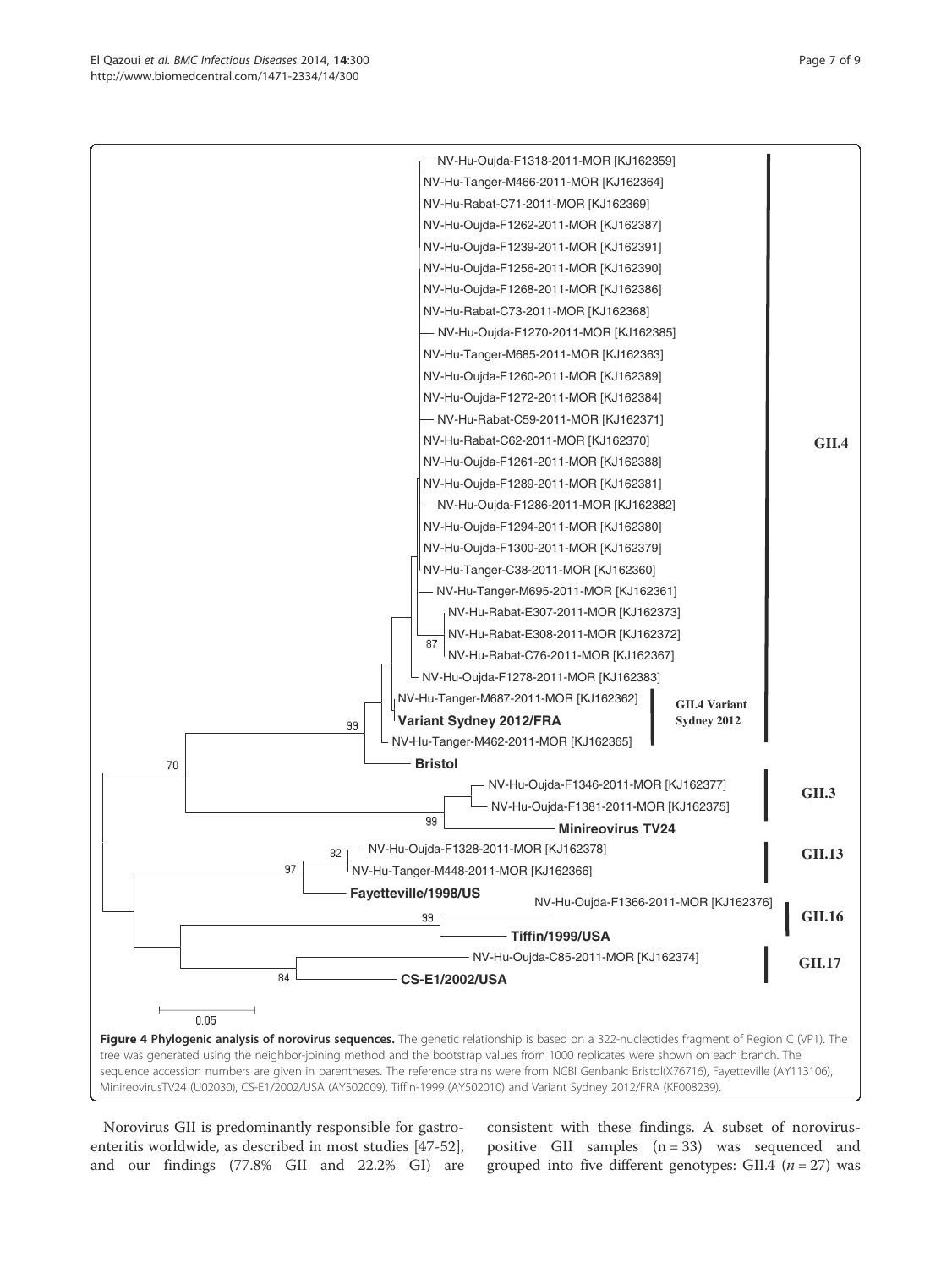**Figure 4 Phylogenic analysis of norovirus sequences.** The genetic relationship is based on a 322-nucleotides fragment of Region C (VP1). The tree was generated using the neighbor-joining method and the bootstrap values from 1000 replicates were shown on each branch. The sequence accession numbers are given in parentheses. The reference strains were from NCBI Genbank: Bristol(X76716), Fayetteville (AY113106), MinireovirusTV24 (U02030), CS-E1/2002/USA (AY502009), Tiffin-1999 (AY502010) and Variant Sydney 2012/FRA (KF008239).

Norovirus GII is predominantly responsible for gastroenteritis worldwide, as described in most studies [47-52], and our findings (77.8% GII and 22.2% GI) are consistent with these findings. A subset of norovirus-positive GII samples (n = 33) was sequenced and grouped into five different genotypes: GII.4 (*n* = 27) was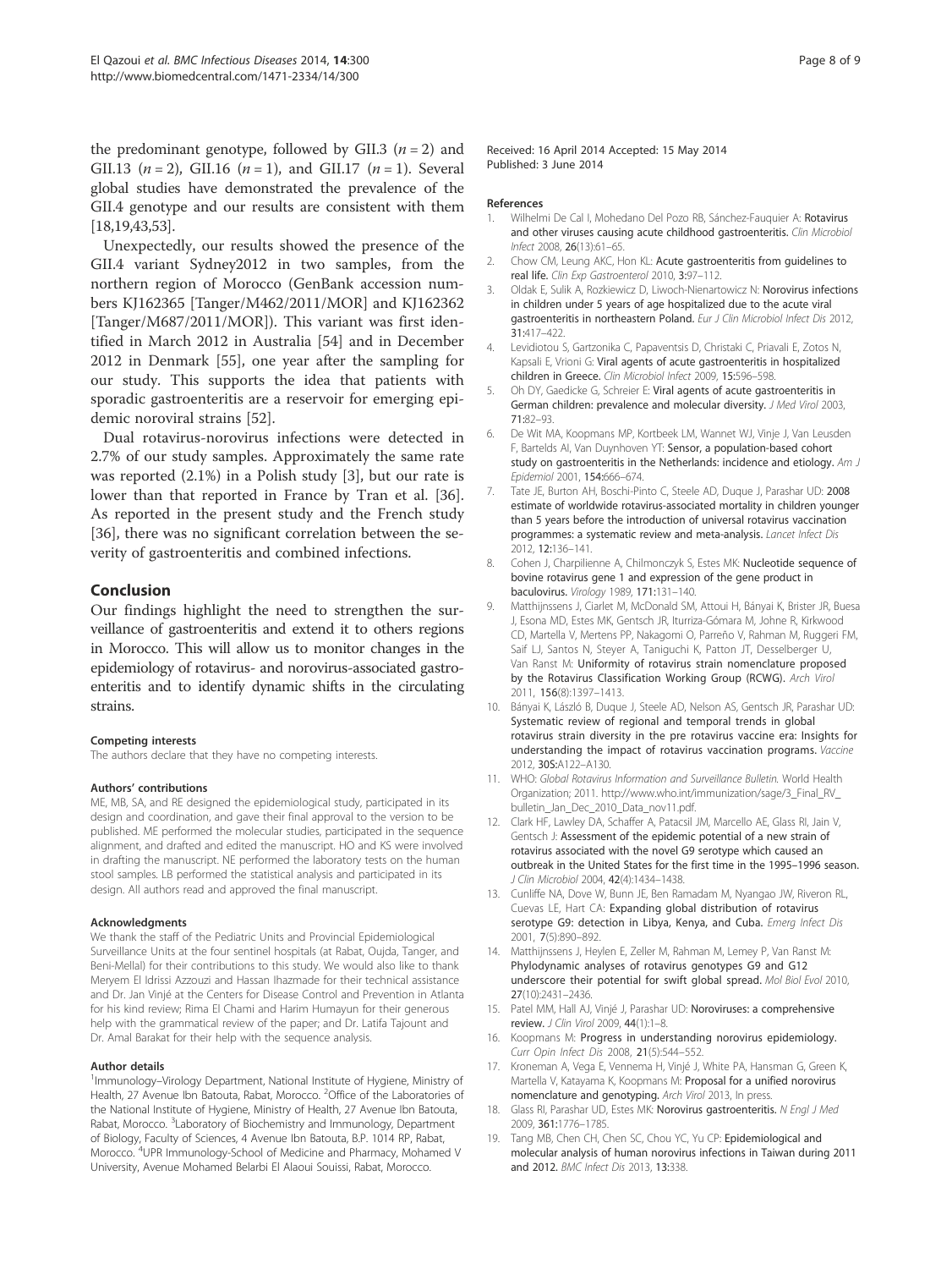the predominant genotype, followed by GII.3 ($n = 2$) and GII.13 ($n = 2$), GII.16 ($n = 1$), and GII.17 ($n = 1$). Several global studies have demonstrated the prevalence of the GII.4 genotype and our results are consistent with them [18,19,43,53].

Unexpectedly, our results showed the presence of the GII.4 variant Sydney2012 in two samples, from the northern region of Morocco (GenBank accession numbers KJ162365 [Tanger/M462/2011/MOR] and KJ162362 [Tanger/M687/2011/MOR]). This variant was first identified in March 2012 in Australia [54] and in December 2012 in Denmark [55], one year after the sampling for our study. This supports the idea that patients with sporadic gastroenteritis are a reservoir for emerging epidemic noroviral strains [52].

Dual rotavirus-norovirus infections were detected in 2.7% of our study samples. Approximately the same rate was reported (2.1%) in a Polish study [3], but our rate is lower than that reported in France by Tran et al. [36]. As reported in the present study and the French study [36], there was no significant correlation between the severity of gastroenteritis and combined infections.

## Conclusion

Our findings highlight the need to strengthen the surveillance of gastroenteritis and extend it to others regions in Morocco. This will allow us to monitor changes in the epidemiology of rotavirus- and norovirus-associated gastroenteritis and to identify dynamic shifts in the circulating strains.

#### Competing interests

The authors declare that they have no competing interests.

#### Authors' contributions

ME, MB, SA, and RE designed the epidemiological study, participated in its design and coordination, and gave their final approval to the version to be published. ME performed the molecular studies, participated in the sequence alignment, and drafted and edited the manuscript. HO and KS were involved in drafting the manuscript. NE performed the laboratory tests on the human stool samples. LB performed the statistical analysis and participated in its design. All authors read and approved the final manuscript.

#### Acknowledgments

We thank the staff of the Pediatric Units and Provincial Epidemiological Surveillance Units at the four sentinel hospitals (at Rabat, Oujda, Tanger, and Beni-Mellal) for their contributions to this study. We would also like to thank Meryem El Idrissi Azzouzi and Hassan Ihazmade for their technical assistance and Dr. Jan Vinjé at the Centers for Disease Control and Prevention in Atlanta for his kind review; Rima El Chami and Harim Humayun for their generous help with the grammatical review of the paper; and Dr. Latifa Tajount and Dr. Amal Barakat for their help with the sequence analysis.

#### Author details

[1]Immunology–Virology Department, National Institute of Hygiene, Ministry of Health, 27 Avenue Ibn Batouta, Rabat, Morocco. [2]Office of the Laboratories of the National Institute of Hygiene, Ministry of Health, 27 Avenue Ibn Batouta, Rabat, Morocco. [3]Laboratory of Biochemistry and Immunology, Department of Biology, Faculty of Sciences, 4 Avenue Ibn Batouta, B.P. 1014 RP, Rabat, Morocco. [4]UPR Immunology-School of Medicine and Pharmacy, Mohamed V University, Avenue Mohamed Belarbi El Alaoui Souissi, Rabat, Morocco.

Received: 16 April 2014 Accepted: 15 May 2014
Published: 3 June 2014

#### References

1. Wilhelmi De Cal I, Mohedano Del Pozo RB, Sánchez-Fauquier A: **Rotavirus and other viruses causing acute childhood gastroenteritis.** *Clin Microbiol Infect* 2008, **26**(13):61–65.
2. Chow CM, Leung AKC, Hon KL: **Acute gastroenteritis from guidelines to real life.** *Clin Exp Gastroenterol* 2010, **3:**97–112.
3. Oldak E, Sulik A, Rozkiewicz D, Liwoch-Nienartowicz N: **Norovirus infections in children under 5 years of age hospitalized due to the acute viral gastroenteritis in northeastern Poland.** *Eur J Clin Microbiol Infect Dis* 2012, **31:**417–422.
4. Levidiotou S, Gartzonika C, Papaventsis D, Christaki C, Priavali E, Zotos N, Kapsali E, Vrioni G: **Viral agents of acute gastroenteritis in hospitalized children in Greece.** *Clin Microbiol Infect* 2009, **15:**596–598.
5. Oh DY, Gaedicke G, Schreier E: **Viral agents of acute gastroenteritis in German children: prevalence and molecular diversity.** *J Med Virol* 2003, **71:**82–93.
6. De Wit MA, Koopmans MP, Kortbeek LM, Wannet WJ, Vinje J, Van Leusden F, Bartelds AI, Van Duynhoven YT: **Sensor, a population-based cohort study on gastroenteritis in the Netherlands: incidence and etiology.** *Am J Epidemiol* 2001, **154:**666–674.
7. Tate JE, Burton AH, Boschi-Pinto C, Steele AD, Duque J, Parashar UD: **2008 estimate of worldwide rotavirus-associated mortality in children younger than 5 years before the introduction of universal rotavirus vaccination programmes: a systematic review and meta-analysis.** *Lancet Infect Dis* 2012, **12:**136–141.
8. Cohen J, Charpilienne A, Chilmonczyk S, Estes MK: **Nucleotide sequence of bovine rotavirus gene 1 and expression of the gene product in baculovirus.** *Virology* 1989, **171:**131–140.
9. Matthijnssens J, Ciarlet M, McDonald SM, Attoui H, Bányai K, Brister JR, Buesa J, Esona MD, Estes MK, Gentsch JR, Iturriza-Gómara M, Johne R, Kirkwood CD, Martella V, Mertens PP, Nakagomi O, Parreño V, Rahman M, Ruggeri FM, Saif LJ, Santos N, Steyer A, Taniguchi K, Patton JT, Desselberger U, Van Ranst M: **Uniformity of rotavirus strain nomenclature proposed by the Rotavirus Classification Working Group (RCWG).** *Arch Virol* 2011, **156**(8):1397–1413.
10. Bányai K, László B, Duque J, Steele AD, Nelson AS, Gentsch JR, Parashar UD: **Systematic review of regional and temporal trends in global rotavirus strain diversity in the pre rotavirus vaccine era: Insights for understanding the impact of rotavirus vaccination programs.** *Vaccine* 2012, **30S:**A122–A130.
11. WHO: *Global Rotavirus Information and Surveillance Bulletin.* World Health Organization; 2011. http://www.who.int/immunization/sage/3_Final_RV_bulletin_Jan_Dec_2010_Data_nov11.pdf.
12. Clark HF, Lawley DA, Schaffer A, Patacsil JM, Marcello AE, Glass RI, Jain V, Gentsch J: **Assessment of the epidemic potential of a new strain of rotavirus associated with the novel G9 serotype which caused an outbreak in the United States for the first time in the 1995–1996 season.** *J Clin Microbiol* 2004, **42**(4):1434–1438.
13. Cunliffe NA, Dove W, Bunn JE, Ben Ramadam M, Nyangao JW, Riveron RL, Cuevas LE, Hart CA: **Expanding global distribution of rotavirus serotype G9: detection in Libya, Kenya, and Cuba.** *Emerg Infect Dis* 2001, **7**(5):890–892.
14. Matthijnssens J, Heylen E, Zeller M, Rahman M, Lemey P, Van Ranst M: **Phylodynamic analyses of rotavirus genotypes G9 and G12 underscore their potential for swift global spread.** *Mol Biol Evol* 2010, **27**(10):2431–2436.
15. Patel MM, Hall AJ, Vinjé J, Parashar UD: **Noroviruses: a comprehensive review.** *J Clin Virol* 2009, **44**(1):1–8.
16. Koopmans M: **Progress in understanding norovirus epidemiology.** *Curr Opin Infect Dis* 2008, **21**(5):544–552.
17. Kroneman A, Vega E, Vennema H, Vinjé J, White PA, Hansman G, Green K, Martella V, Katayama K, Koopmans M: **Proposal for a unified norovirus nomenclature and genotyping.** *Arch Virol* 2013, In press.
18. Glass RI, Parashar UD, Estes MK: **Norovirus gastroenteritis.** *N Engl J Med* 2009, **361:**1776–1785.
19. Tang MB, Chen CH, Chen SC, Chou YC, Yu CP: **Epidemiological and molecular analysis of human norovirus infections in Taiwan during 2011 and 2012.** *BMC Infect Dis* 2013, **13:**338.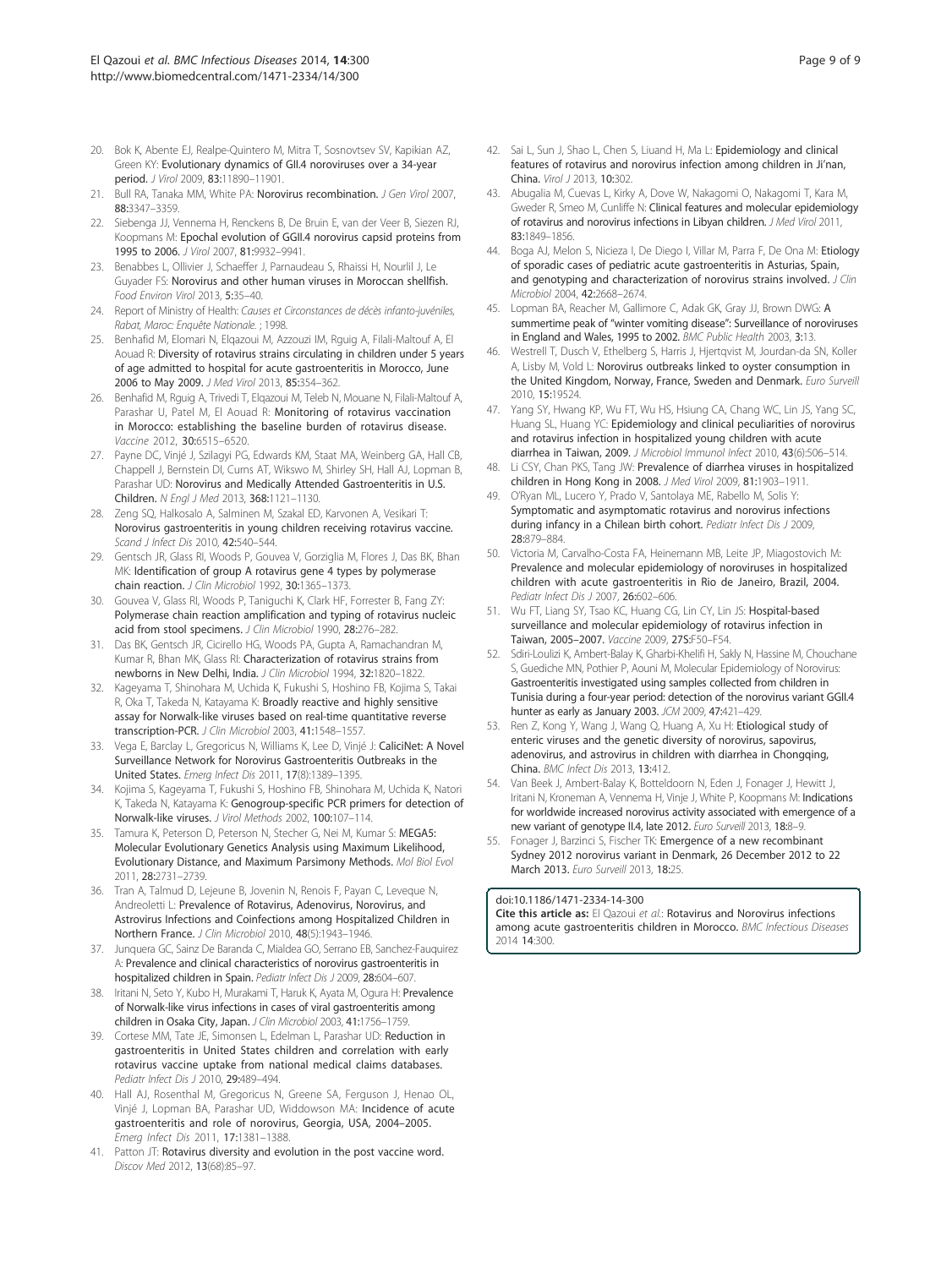20. Bok K, Abente EJ, Realpe-Quintero M, Mitra T, Sosnovtsev SV, Kapikian AZ, Green KY: **Evolutionary dynamics of GII.4 noroviruses over a 34-year period.** *J Virol* 2009, **83:**11890–11901.
21. Bull RA, Tanaka MM, White PA: **Norovirus recombination.** *J Gen Virol* 2007, **88:**3347–3359.
22. Siebenga JJ, Vennema H, Renckens B, De Bruin E, van der Veer B, Siezen RJ, Koopmans M: **Epochal evolution of GGII.4 norovirus capsid proteins from 1995 to 2006.** *J Virol* 2007, **81:**9932–9941.
23. Benabbes L, Ollivier J, Schaeffer J, Parnaudeau S, Rhaissi H, Nourlil J, Le Guyader FS: **Norovirus and other human viruses in Moroccan shellfish.** *Food Environ Virol* 2013, **5:**35–40.
24. Report of Ministry of Health: *Causes et Circonstances de décès infanto-juvéniles, Rabat, Maroc: Enquête Nationale.* ; 1998.
25. Benhafid M, Elomari N, Elqazoui M, Azzouzi IM, Rguig A, Filali-Maltouf A, El Aouad R: **Diversity of rotavirus strains circulating in children under 5 years of age admitted to hospital for acute gastroenteritis in Morocco, June 2006 to May 2009.** *J Med Virol* 2013, **85:**354–362.
26. Benhafid M, Rguig A, Trivedi T, Elqazoui M, Teleb N, Mouane N, Filali-Maltouf A, Parashar U, Patel M, El Aouad R: **Monitoring of rotavirus vaccination in Morocco: establishing the baseline burden of rotavirus disease.** *Vaccine* 2012, **30:**6515–6520.
27. Payne DC, Vinjé J, Szilagyi PG, Edwards KM, Staat MA, Weinberg GA, Hall CB, Chappell J, Bernstein DI, Curns AT, Wikswo M, Shirley SH, Hall AJ, Lopman B, Parashar UD: **Norovirus and Medically Attended Gastroenteritis in U.S. Children.** *N Engl J Med* 2013, **368:**1121–1130.
28. Zeng SQ, Halkosalo A, Salminen M, Szakal ED, Karvonen A, Vesikari T: **Norovirus gastroenteritis in young children receiving rotavirus vaccine.** *Scand J Infect Dis* 2010, **42:**540–544.
29. Gentsch JR, Glass RI, Woods P, Gouvea V, Gorziglia M, Flores J, Das BK, Bhan MK: **Identification of group A rotavirus gene 4 types by polymerase chain reaction.** *J Clin Microbiol* 1992, **30:**1365–1373.
30. Gouvea V, Glass RI, Woods P, Taniguchi K, Clark HF, Forrester B, Fang ZY: **Polymerase chain reaction amplification and typing of rotavirus nucleic acid from stool specimens.** *J Clin Microbiol* 1990, **28:**276–282.
31. Das BK, Gentsch JR, Cicirello HG, Woods PA, Gupta A, Ramachandran M, Kumar R, Bhan MK, Glass RI: **Characterization of rotavirus strains from newborns in New Delhi, India.** *J Clin Microbiol* 1994, **32:**1820–1822.
32. Kageyama T, Shinohara M, Uchida K, Fukushi S, Hoshino FB, Kojima S, Takai R, Oka T, Takeda N, Katayama K: **Broadly reactive and highly sensitive assay for Norwalk-like viruses based on real-time quantitative reverse transcription-PCR.** *J Clin Microbiol* 2003, **41:**1548–1557.
33. Vega E, Barclay L, Gregoricus N, Williams K, Lee D, Vinjé J: **CaliciNet: A Novel Surveillance Network for Norovirus Gastroenteritis Outbreaks in the United States.** *Emerg Infect Dis* 2011, **17**(8):1389–1395.
34. Kojima S, Kageyama T, Fukushi S, Hoshino FB, Shinohara M, Uchida K, Natori K, Takeda N, Katayama K: **Genogroup-specific PCR primers for detection of Norwalk-like viruses.** *J Virol Methods* 2002, **100:**107–114.
35. Tamura K, Peterson D, Peterson N, Stecher G, Nei M, Kumar S: **MEGA5: Molecular Evolutionary Genetics Analysis using Maximum Likelihood, Evolutionary Distance, and Maximum Parsimony Methods.** *Mol Biol Evol* 2011, **28:**2731–2739.
36. Tran A, Talmud D, Lejeune B, Jovenin N, Renois F, Payan C, Leveque N, Andreoletti L: **Prevalence of Rotavirus, Adenovirus, Norovirus, and Astrovirus Infections and Coinfections among Hospitalized Children in Northern France.** *J Clin Microbiol* 2010, **48**(5):1943–1946.
37. Junquera GC, Sainz De Baranda C, Mialdea GO, Serrano EB, Sanchez-Fauquirez A: **Prevalence and clinical characteristics of norovirus gastroenteritis in hospitalized children in Spain.** *Pediatr Infect Dis J* 2009, **28:**604–607.
38. Iritani N, Seto Y, Kubo H, Murakami T, Haruk K, Ayata M, Ogura H: **Prevalence of Norwalk-like virus infections in cases of viral gastroenteritis among children in Osaka City, Japan.** *J Clin Microbiol* 2003, **41:**1756–1759.
39. Cortese MM, Tate JE, Simonsen L, Edelman L, Parashar UD: **Reduction in gastroenteritis in United States children and correlation with early rotavirus vaccine uptake from national medical claims databases.** *Pediatr Infect Dis J* 2010, **29:**489–494.
40. Hall AJ, Rosenthal M, Gregoricus N, Greene SA, Ferguson J, Henao OL, Vinjé J, Lopman BA, Parashar UD, Widdowson MA: **Incidence of acute gastroenteritis and role of norovirus, Georgia, USA, 2004–2005.** *Emerg Infect Dis* 2011, **17:**1381–1388.
41. Patton JT: **Rotavirus diversity and evolution in the post vaccine word.** *Discov Med* 2012, **13**(68):85–97.
42. Sai L, Sun J, Shao L, Chen S, Liuand H, Ma L: **Epidemiology and clinical features of rotavirus and norovirus infection among children in Ji'nan, China.** *Virol J* 2013, **10:**302.
43. Abugalia M, Cuevas L, Kirky A, Dove W, Nakagomi O, Nakagomi T, Kara M, Gweder R, Smeo M, Cunliffe N: **Clinical features and molecular epidemiology of rotavirus and norovirus infections in Libyan children.** *J Med Virol* 2011, **83:**1849–1856.
44. Boga AJ, Melon S, Nicieza I, De Diego I, Villar M, Parra F, De Ona M: **Etiology of sporadic cases of pediatric acute gastroenteritis in Asturias, Spain, and genotyping and characterization of norovirus strains involved.** *J Clin Microbiol* 2004, **42:**2668–2674.
45. Lopman BA, Reacher M, Gallimore C, Adak GK, Gray JJ, Brown DWG: **A summertime peak of "winter vomiting disease": Surveillance of noroviruses in England and Wales, 1995 to 2002.** *BMC Public Health* 2003, **3:**13.
46. Westrell T, Dusch V, Ethelberg S, Harris J, Hjertqvist M, Jourdan-da SN, Koller A, Lisby M, Vold L: **Norovirus outbreaks linked to oyster consumption in the United Kingdom, Norway, France, Sweden and Denmark.** *Euro Surveill* 2010, **15:**19524.
47. Yang SY, Hwang KP, Wu FT, Wu HS, Hsiung CA, Chang WC, Lin JS, Yang SC, Huang SL, Huang YC: **Epidemiology and clinical peculiarities of norovirus and rotavirus infection in hospitalized young children with acute diarrhea in Taiwan, 2009.** *J Microbiol Immunol Infect* 2010, **43**(6):506–514.
48. Li CSY, Chan PKS, Tang JW: **Prevalence of diarrhea viruses in hospitalized children in Hong Kong in 2008.** *J Med Virol* 2009, **81:**1903–1911.
49. O'Ryan ML, Lucero Y, Prado V, Santolaya ME, Rabello M, Solis Y: **Symptomatic and asymptomatic rotavirus and norovirus infections during infancy in a Chilean birth cohort.** *Pediatr Infect Dis J* 2009, **28:**879–884.
50. Victoria M, Carvalho-Costa FA, Heinemann MB, Leite JP, Miagostovich M: **Prevalence and molecular epidemiology of noroviruses in hospitalized children with acute gastroenteritis in Rio de Janeiro, Brazil, 2004.** *Pediatr Infect Dis J* 2007, **26:**602–606.
51. Wu FT, Liang SY, Tsao KC, Huang CG, Lin CY, Lin JS: **Hospital-based surveillance and molecular epidemiology of rotavirus infection in Taiwan, 2005–2007.** *Vaccine* 2009, **27S:**F50–F54.
52. Sdiri-Loulizi K, Ambert-Balay K, Gharbi-Khelifi H, Sakly N, Hassine M, Chouchane S, Guediche MN, Pothier P, Aouni M, Molecular Epidemiology of Norovirus: **Gastroenteritis investigated using samples collected from children in Tunisia during a four-year period: detection of the norovirus variant GGII.4 hunter as early as January 2003.** *JCM* 2009, **47:**421–429.
53. Ren Z, Kong Y, Wang J, Wang Q, Huang A, Xu H: **Etiological study of enteric viruses and the genetic diversity of norovirus, sapovirus, adenovirus, and astrovirus in children with diarrhea in Chongqing, China.** *BMC Infect Dis* 2013, **13:**412.
54. Van Beek J, Ambert-Balay K, Botteldoorn N, Eden J, Fonager J, Hewitt J, Iritani N, Kroneman A, Vennema H, Vinje J, White P, Koopmans M: **Indications for worldwide increased norovirus activity associated with emergence of a new variant of genotype II.4, late 2012.** *Euro Surveill* 2013, **18:**8–9.
55. Fonager J, Barzinci S, Fischer TK: **Emergence of a new recombinant Sydney 2012 norovirus variant in Denmark, 26 December 2012 to 22 March 2013.** *Euro Surveill* 2013, **18:**25.

doi:10.1186/1471-2334-14-300
**Cite this article as:** El Qazoui *et al.*: Rotavirus and Norovirus infections among acute gastroenteritis children in Morocco. *BMC Infectious Diseases* 2014 **14**:300.